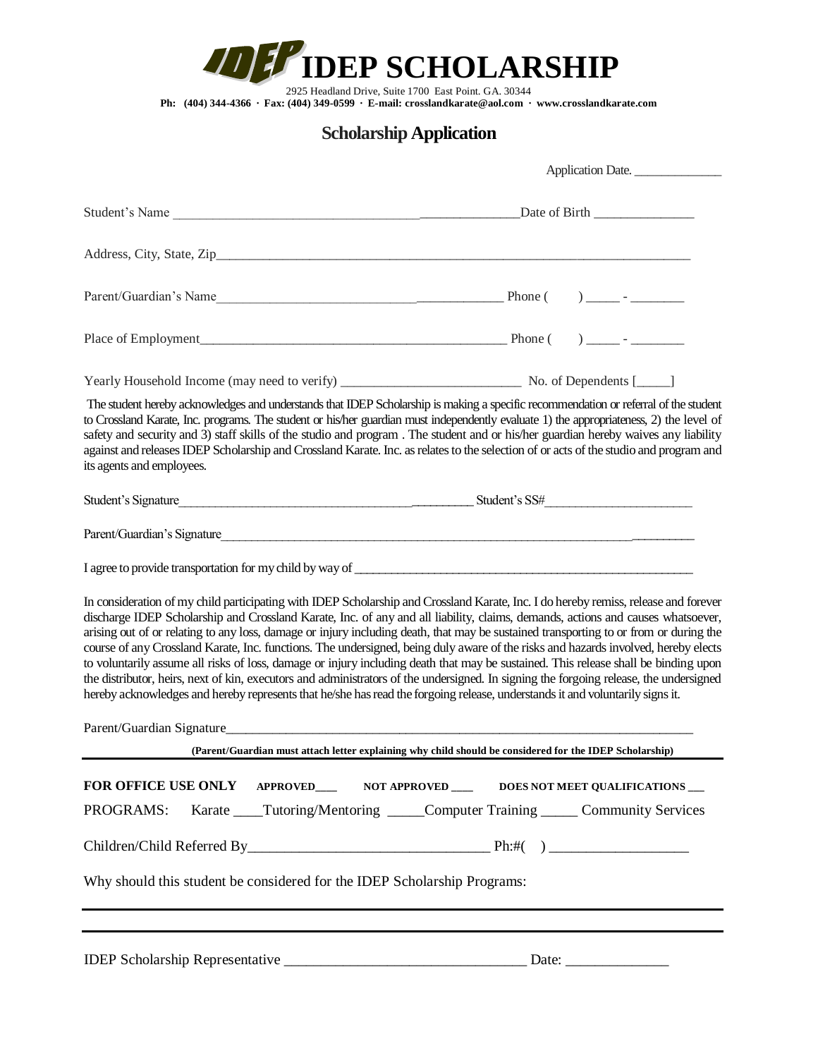# IDEP SCHOLARSHIP

2925 Headland Drive, Suite 1700 East Point. GA. 30344

**Ph: (404) 344-4366 · Fax: (404) 349-0599 · E-mail: crosslandkarate@aol.com · www.crosslandkarate.com**

## Scholarship Application

Application Date. ______________

Student's Name ______________________________________________________Date of Birth _______________

Address, City, State, Zip_________________________________________________________________________

Parent/Guardian's Name__________________________________________________ Phone ( ) _____ - ________

Place of Employment_____________________________________________________ Phone ( ) _____ - ________

Yearly Household Income (may need to verify) ___________________________ No. of Dependents [_____]

The student hereby acknowledges and understands that IDEP Scholarship is making a specific recommendation or referral of the student to Crossland Karate, Inc. programs. The student or his/her guardian must independently evaluate 1) the appropriateness, 2) the level of safety and security and 3) staff skills of the studio and program . The student and or his/her guardian hereby waives any liability against and releases IDEP Scholarship and Crossland Karate. Inc. as relates to the selection of or acts of the studio and program and its agents and employees.

Student's Signature_______________________________________________ Student's SS#_______________________

Parent/Guardian's Signature__________________________________________________________________________

I agree to provide transportation for my child by way of ___________________________________________________

In consideration of my child participating with IDEP Scholarship and Crossland Karate, Inc. I do hereby remiss, release and forever discharge IDEP Scholarship and Crossland Karate, Inc. of any and all liability, claims, demands, actions and causes whatsoever, arising out of or relating to any loss, damage or injury including death, that may be sustained transporting to or from or during the course of any Crossland Karate, Inc. functions. The undersigned, being duly aware of the risks and hazards involved, hereby elects to voluntarily assume all risks of loss, damage or injury including death that may be sustained. This release shall be binding upon the distributor, heirs, next of kin, executors and administrators of the undersigned. In signing the forgoing release, the undersigned hereby acknowledges and hereby represents that he/she has read the forgoing release, understands it and voluntarily signs it.

Parent/Guardian Signature____________________________________________________________________________

**(Parent/Guardian must attach letter explaining why child should be considered for the IDEP Scholarship)**

---

**FOR OFFICE USE ONLY** **APPROVED___** **NOT APPROVED ___** **DOES NOT MEET QUALIFICATIONS ___**

PROGRAMS: Karate ____Tutoring/Mentoring _____Computer Training _____ Community Services

Children/Child Referred By_________________________________ Ph:#( ) ___________________

Why should this student be considered for the IDEP Scholarship Programs:

---

---

IDEP Scholarship Representative _________________________________ Date: ______________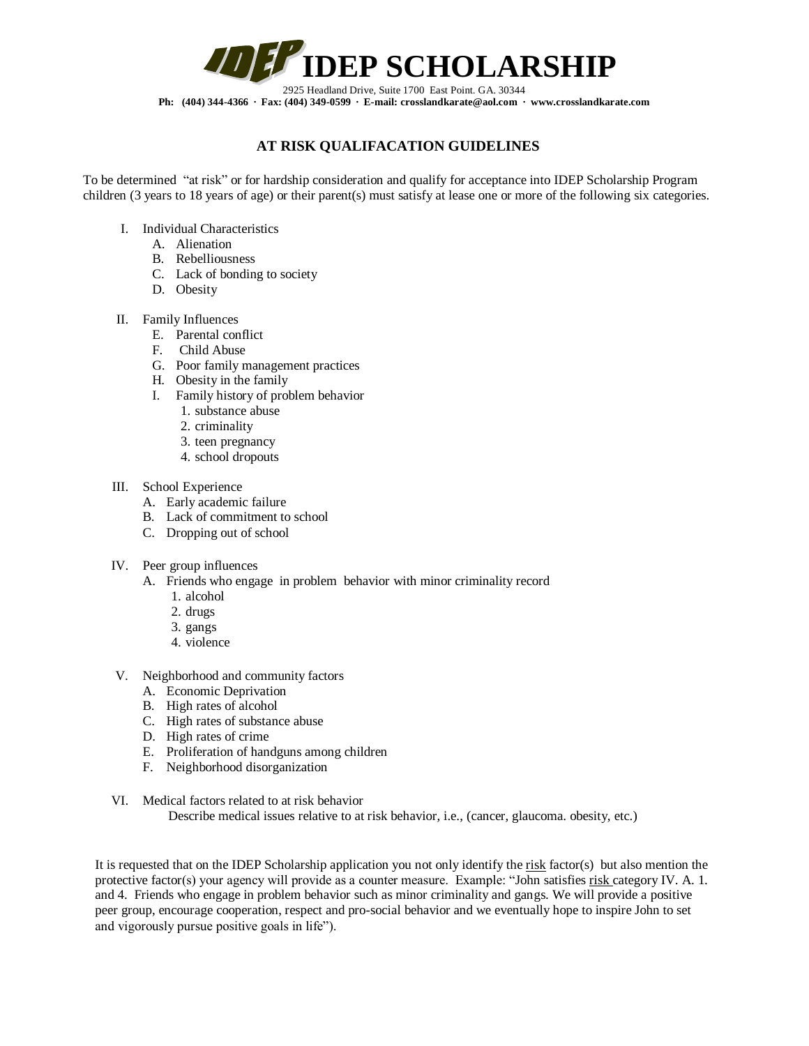# IDEP SCHOLARSHIP

2925 Headland Drive, Suite 1700 East Point. GA. 30344

**Ph: (404) 344-4366 · Fax: (404) 349-0599 · E-mail: crosslandkarate@aol.com · www.crosslandkarate.com**

## AT RISK QUALIFACATION GUIDELINES

To be determined "at risk" or for hardship consideration and qualify for acceptance into IDEP Scholarship Program children (3 years to 18 years of age) or their parent(s) must satisfy at lease one or more of the following six categories.

I. Individual Characteristics
   - A. Alienation
   - B. Rebelliousness
   - C. Lack of bonding to society
   - D. Obesity

II. Family Influences
   - E. Parental conflict
   - F. Child Abuse
   - G. Poor family management practices
   - H. Obesity in the family
   - I. Family history of problem behavior
     1. substance abuse
     2. criminality
     3. teen pregnancy
     4. school dropouts

III. School Experience
   - A. Early academic failure
   - B. Lack of commitment to school
   - C. Dropping out of school

IV. Peer group influences
   - A. Friends who engage in problem behavior with minor criminality record
     1. alcohol
     2. drugs
     3. gangs
     4. violence

V. Neighborhood and community factors
   - A. Economic Deprivation
   - B. High rates of alcohol
   - C. High rates of substance abuse
   - D. High rates of crime
   - E. Proliferation of handguns among children
   - F. Neighborhood disorganization

VI. Medical factors related to at risk behavior

   Describe medical issues relative to at risk behavior, i.e., (cancer, glaucoma. obesity, etc.)

It is requested that on the IDEP Scholarship application you not only identify the <u>risk</u> factor(s) but also mention the protective factor(s) your agency will provide as a counter measure. Example: "John satisfies <u>risk</u> category IV. A. 1. and 4. Friends who engage in problem behavior such as minor criminality and gangs. We will provide a positive peer group, encourage cooperation, respect and pro-social behavior and we eventually hope to inspire John to set and vigorously pursue positive goals in life").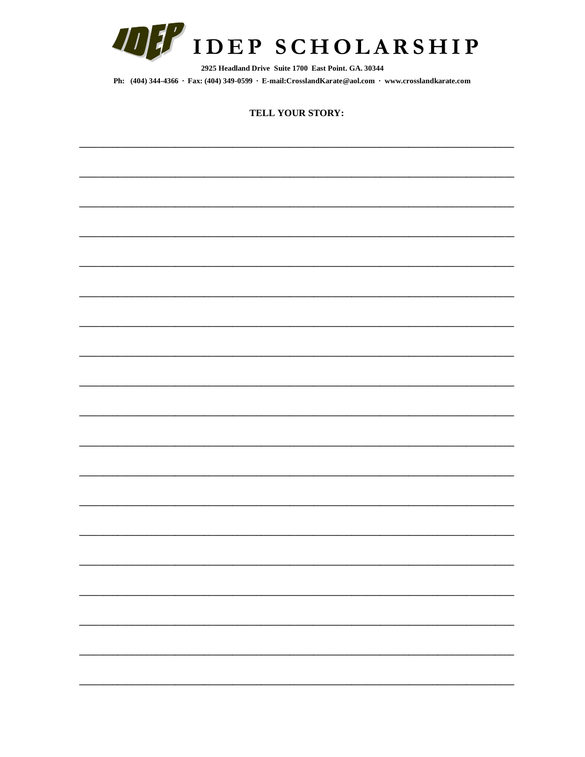# IDEP SCHOLARSHIP

**2925 Headland Drive Suite 1700 East Point. GA. 30344**

**Ph: (404) 344-4366 · Fax: (404) 349-0599 · E-mail:CrosslandKarate@aol.com · www.crosslandkarate.com**

**TELL YOUR STORY:**

___________________________________________________________________________

___________________________________________________________________________

___________________________________________________________________________

___________________________________________________________________________

___________________________________________________________________________

___________________________________________________________________________

___________________________________________________________________________

___________________________________________________________________________

___________________________________________________________________________

___________________________________________________________________________

___________________________________________________________________________

___________________________________________________________________________

___________________________________________________________________________

___________________________________________________________________________

___________________________________________________________________________

___________________________________________________________________________

___________________________________________________________________________

___________________________________________________________________________

___________________________________________________________________________